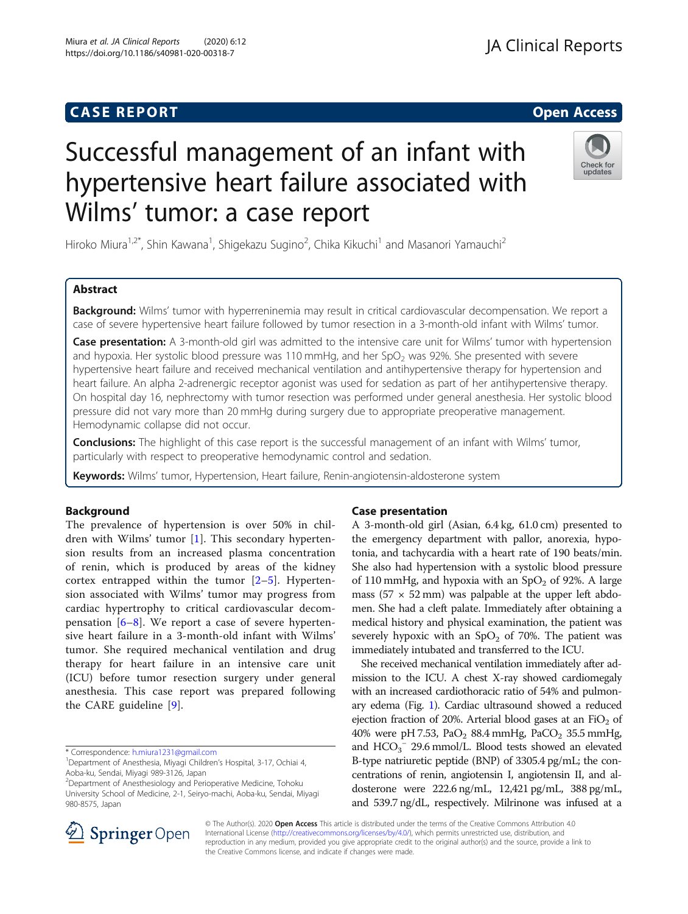CASE REPORT

Open Access

# Successful management of an infant with hypertensive heart failure associated with Wilms' tumor: a case report

Hiroko Miura[1,2*], Shin Kawana[1], Shigekazu Sugino[2], Chika Kikuchi[1] and Masanori Yamauchi[2]

## Abstract

**Background:** Wilms' tumor with hyperreninemia may result in critical cardiovascular decompensation. We report a case of severe hypertensive heart failure followed by tumor resection in a 3-month-old infant with Wilms' tumor.

**Case presentation:** A 3-month-old girl was admitted to the intensive care unit for Wilms' tumor with hypertension and hypoxia. Her systolic blood pressure was 110 mmHg, and her $SpO_2$ was 92%. She presented with severe hypertensive heart failure and received mechanical ventilation and antihypertensive therapy for hypertension and heart failure. An alpha 2-adrenergic receptor agonist was used for sedation as part of her antihypertensive therapy. On hospital day 16, nephrectomy with tumor resection was performed under general anesthesia. Her systolic blood pressure did not vary more than 20 mmHg during surgery due to appropriate preoperative management. Hemodynamic collapse did not occur.

**Conclusions:** The highlight of this case report is the successful management of an infant with Wilms' tumor, particularly with respect to preoperative hemodynamic control and sedation.

**Keywords:** Wilms' tumor, Hypertension, Heart failure, Renin-angiotensin-aldosterone system

## Background

The prevalence of hypertension is over 50% in children with Wilms' tumor [1]. This secondary hypertension results from an increased plasma concentration of renin, which is produced by areas of the kidney cortex entrapped within the tumor [2–5]. Hypertension associated with Wilms' tumor may progress from cardiac hypertrophy to critical cardiovascular decompensation [6–8]. We report a case of severe hypertensive heart failure in a 3-month-old infant with Wilms' tumor. She required mechanical ventilation and drug therapy for heart failure in an intensive care unit (ICU) before tumor resection surgery under general anesthesia. This case report was prepared following the CARE guideline [9].

## Case presentation

A 3-month-old girl (Asian, 6.4 kg, 61.0 cm) presented to the emergency department with pallor, anorexia, hypotonia, and tachycardia with a heart rate of 190 beats/min. She also had hypertension with a systolic blood pressure of 110 mmHg, and hypoxia with an $SpO_2$ of 92%. A large mass (57 × 52 mm) was palpable at the upper left abdomen. She had a cleft palate. Immediately after obtaining a medical history and physical examination, the patient was severely hypoxic with an $SpO_2$ of 70%. The patient was immediately intubated and transferred to the ICU.

She received mechanical ventilation immediately after admission to the ICU. A chest X-ray showed cardiomegaly with an increased cardiothoracic ratio of 54% and pulmonary edema (Fig. 1). Cardiac ultrasound showed a reduced ejection fraction of 20%. Arterial blood gases at an $FiO_2$ of 40% were pH 7.53, $PaO_2$ 88.4 mmHg, $PaCO_2$ 35.5 mmHg, and $HCO_3^-$ 29.6 mmol/L. Blood tests showed an elevated B-type natriuretic peptide (BNP) of 3305.4 pg/mL; the concentrations of renin, angiotensin I, angiotensin II, and aldosterone were 222.6 ng/mL, 12,421 pg/mL, 388 pg/mL, and 539.7 ng/dL, respectively. Milrinone was infused at a

\* Correspondence: h.miura1231@gmail.com
[1]Department of Anesthesia, Miyagi Children's Hospital, 3-17, Ochiai 4, Aoba-ku, Sendai, Miyagi 989-3126, Japan
[2]Department of Anesthesiology and Perioperative Medicine, Tohoku University School of Medicine, 2-1, Seiryo-machi, Aoba-ku, Sendai, Miyagi 980-8575, Japan

© The Author(s). 2020 **Open Access** This article is distributed under the terms of the Creative Commons Attribution 4.0 International License (http://creativecommons.org/licenses/by/4.0/), which permits unrestricted use, distribution, and reproduction in any medium, provided you give appropriate credit to the original author(s) and the source, provide a link to the Creative Commons license, and indicate if changes were made.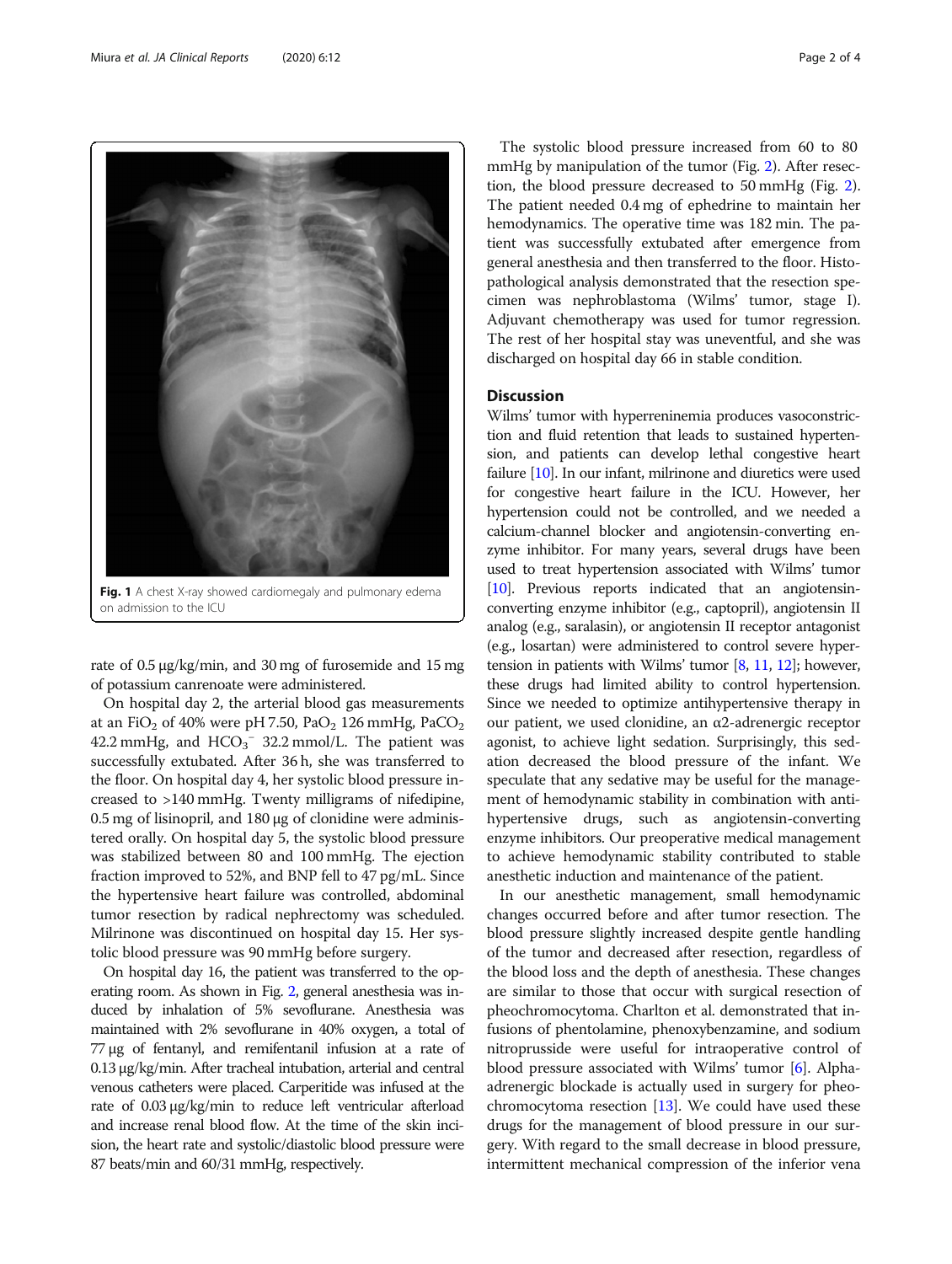Fig. 1 A chest X-ray showed cardiomegaly and pulmonary edema on admission to the ICU

rate of 0.5 μg/kg/min, and 30 mg of furosemide and 15 mg of potassium canrenoate were administered.

On hospital day 2, the arterial blood gas measurements at an $FiO_2$ of 40% were pH 7.50, $PaO_2$ 126 mmHg, $PaCO_2$ 42.2 mmHg, and $HCO_3^-$ 32.2 mmol/L. The patient was successfully extubated. After 36 h, she was transferred to the floor. On hospital day 4, her systolic blood pressure increased to >140 mmHg. Twenty milligrams of nifedipine, 0.5 mg of lisinopril, and 180 μg of clonidine were administered orally. On hospital day 5, the systolic blood pressure was stabilized between 80 and 100 mmHg. The ejection fraction improved to 52%, and BNP fell to 47 pg/mL. Since the hypertensive heart failure was controlled, abdominal tumor resection by radical nephrectomy was scheduled. Milrinone was discontinued on hospital day 15. Her systolic blood pressure was 90 mmHg before surgery.

On hospital day 16, the patient was transferred to the operating room. As shown in Fig. 2, general anesthesia was induced by inhalation of 5% sevoflurane. Anesthesia was maintained with 2% sevoflurane in 40% oxygen, a total of 77 μg of fentanyl, and remifentanil infusion at a rate of 0.13 μg/kg/min. After tracheal intubation, arterial and central venous catheters were placed. Carperitide was infused at the rate of 0.03 μg/kg/min to reduce left ventricular afterload and increase renal blood flow. At the time of the skin incision, the heart rate and systolic/diastolic blood pressure were 87 beats/min and 60/31 mmHg, respectively.

The systolic blood pressure increased from 60 to 80 mmHg by manipulation of the tumor (Fig. 2). After resection, the blood pressure decreased to 50 mmHg (Fig. 2). The patient needed 0.4 mg of ephedrine to maintain her hemodynamics. The operative time was 182 min. The patient was successfully extubated after emergence from general anesthesia and then transferred to the floor. Histopathological analysis demonstrated that the resection specimen was nephroblastoma (Wilms' tumor, stage I). Adjuvant chemotherapy was used for tumor regression. The rest of her hospital stay was uneventful, and she was discharged on hospital day 66 in stable condition.

## Discussion

Wilms' tumor with hyperreninemia produces vasoconstriction and fluid retention that leads to sustained hypertension, and patients can develop lethal congestive heart failure [10]. In our infant, milrinone and diuretics were used for congestive heart failure in the ICU. However, her hypertension could not be controlled, and we needed a calcium-channel blocker and angiotensin-converting enzyme inhibitor. For many years, several drugs have been used to treat hypertension associated with Wilms' tumor [10]. Previous reports indicated that an angiotensin-converting enzyme inhibitor (e.g., captopril), angiotensin II analog (e.g., saralasin), or angiotensin II receptor antagonist (e.g., losartan) were administered to control severe hypertension in patients with Wilms' tumor [8, 11, 12]; however, these drugs had limited ability to control hypertension. Since we needed to optimize antihypertensive therapy in our patient, we used clonidine, an α2-adrenergic receptor agonist, to achieve light sedation. Surprisingly, this sedation decreased the blood pressure of the infant. We speculate that any sedative may be useful for the management of hemodynamic stability in combination with antihypertensive drugs, such as angiotensin-converting enzyme inhibitors. Our preoperative medical management to achieve hemodynamic stability contributed to stable anesthetic induction and maintenance of the patient.

In our anesthetic management, small hemodynamic changes occurred before and after tumor resection. The blood pressure slightly increased despite gentle handling of the tumor and decreased after resection, regardless of the blood loss and the depth of anesthesia. These changes are similar to those that occur with surgical resection of pheochromocytoma. Charlton et al. demonstrated that infusions of phentolamine, phenoxybenzamine, and sodium nitroprusside were useful for intraoperative control of blood pressure associated with Wilms' tumor [6]. Alpha-adrenergic blockade is actually used in surgery for pheochromocytoma resection [13]. We could have used these drugs for the management of blood pressure in our surgery. With regard to the small decrease in blood pressure, intermittent mechanical compression of the inferior vena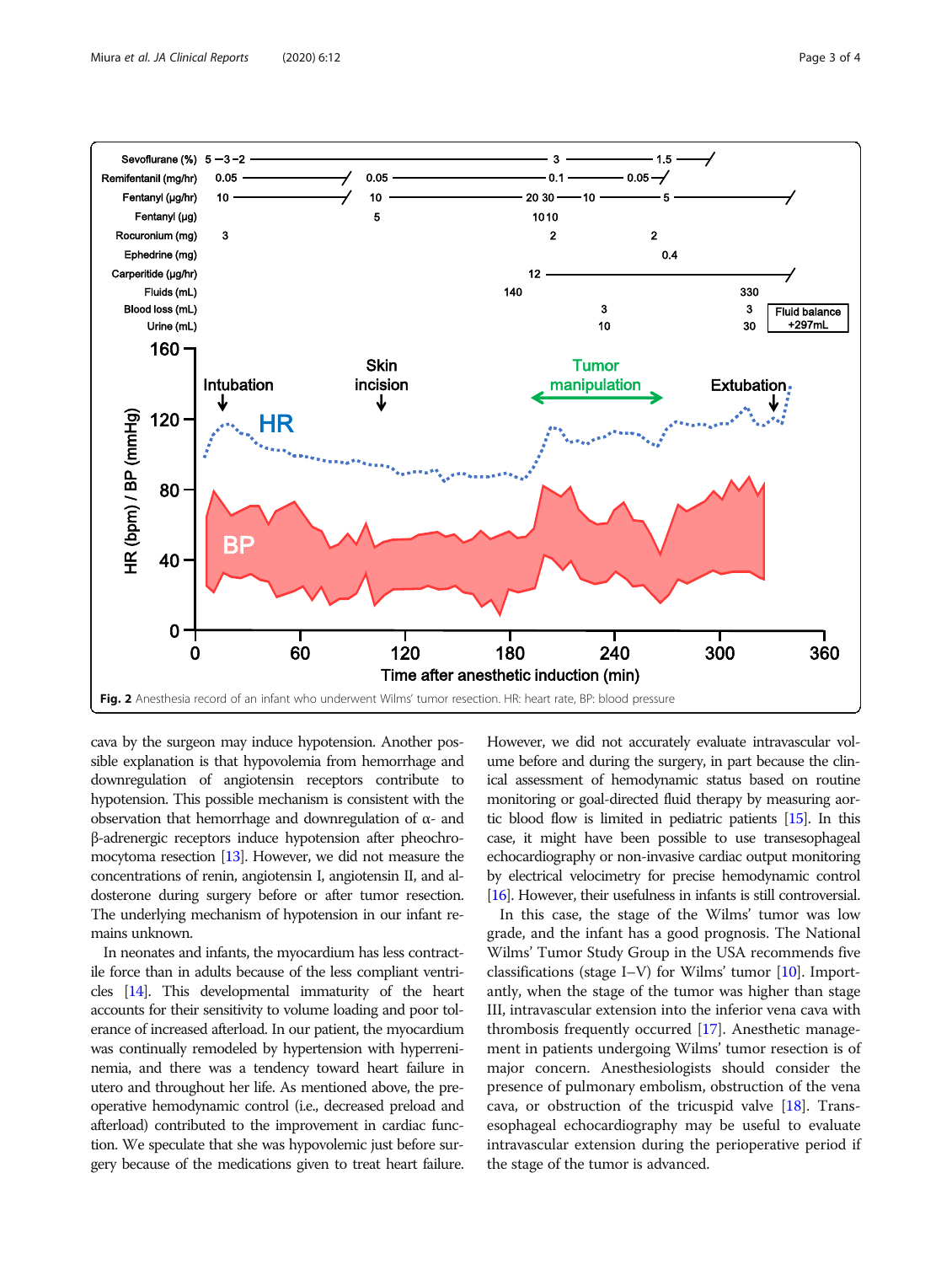Fig. 2 Anesthesia record of an infant who underwent Wilms' tumor resection. HR: heart rate, BP: blood pressure

cava by the surgeon may induce hypotension. Another possible explanation is that hypovolemia from hemorrhage and downregulation of angiotensin receptors contribute to hypotension. This possible mechanism is consistent with the observation that hemorrhage and downregulation of α- and β-adrenergic receptors induce hypotension after pheochromocytoma resection [13]. However, we did not measure the concentrations of renin, angiotensin I, angiotensin II, and aldosterone during surgery before or after tumor resection. The underlying mechanism of hypotension in our infant remains unknown.

In neonates and infants, the myocardium has less contractile force than in adults because of the less compliant ventricles [14]. This developmental immaturity of the heart accounts for their sensitivity to volume loading and poor tolerance of increased afterload. In our patient, the myocardium was continually remodeled by hypertension with hyperreninemia, and there was a tendency toward heart failure in utero and throughout her life. As mentioned above, the preoperative hemodynamic control (i.e., decreased preload and afterload) contributed to the improvement in cardiac function. We speculate that she was hypovolemic just before surgery because of the medications given to treat heart failure. However, we did not accurately evaluate intravascular volume before and during the surgery, in part because the clinical assessment of hemodynamic status based on routine monitoring or goal-directed fluid therapy by measuring aortic blood flow is limited in pediatric patients [15]. In this case, it might have been possible to use transesophageal echocardiography or non-invasive cardiac output monitoring by electrical velocimetry for precise hemodynamic control [16]. However, their usefulness in infants is still controversial.

In this case, the stage of the Wilms' tumor was low grade, and the infant has a good prognosis. The National Wilms' Tumor Study Group in the USA recommends five classifications (stage I–V) for Wilms' tumor [10]. Importantly, when the stage of the tumor was higher than stage III, intravascular extension into the inferior vena cava with thrombosis frequently occurred [17]. Anesthetic management in patients undergoing Wilms' tumor resection is of major concern. Anesthesiologists should consider the presence of pulmonary embolism, obstruction of the vena cava, or obstruction of the tricuspid valve [18]. Transesophageal echocardiography may be useful to evaluate intravascular extension during the perioperative period if the stage of the tumor is advanced.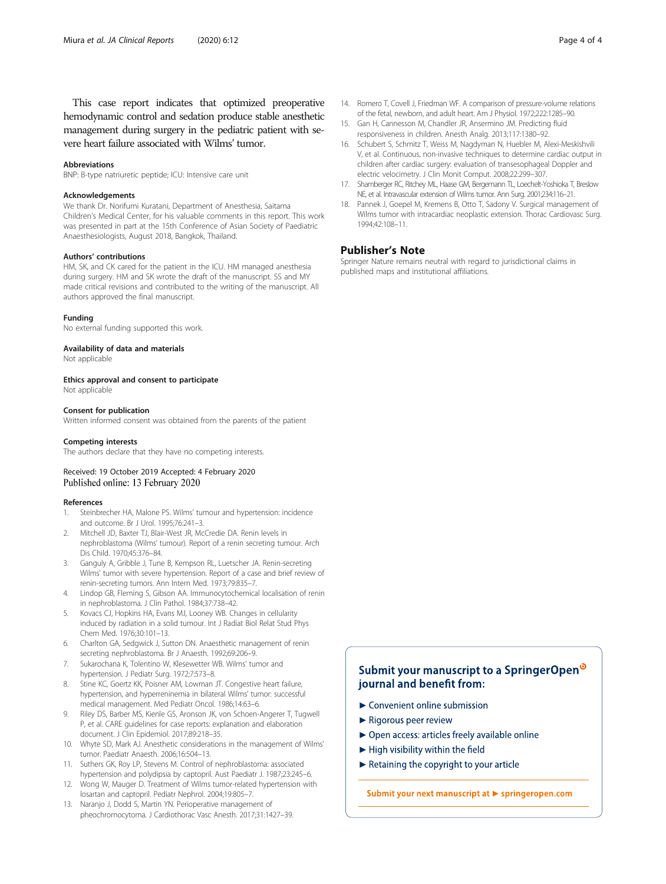This case report indicates that optimized preoperative hemodynamic control and sedation produce stable anesthetic management during surgery in the pediatric patient with severe heart failure associated with Wilms' tumor.

### Abbreviations

BNP: B-type natriuretic peptide; ICU: Intensive care unit

### Acknowledgements

We thank Dr. Norifumi Kuratani, Department of Anesthesia, Saitama Children's Medical Center, for his valuable comments in this report. This work was presented in part at the 15th Conference of Asian Society of Paediatric Anaesthesiologists, August 2018, Bangkok, Thailand.

### Authors' contributions

HM, SK, and CK cared for the patient in the ICU. HM managed anesthesia during surgery. HM and SK wrote the draft of the manuscript. SS and MY made critical revisions and contributed to the writing of the manuscript. All authors approved the final manuscript.

### Funding

No external funding supported this work.

### Availability of data and materials

Not applicable

### Ethics approval and consent to participate

Not applicable

### Consent for publication

Written informed consent was obtained from the parents of the patient

### Competing interests

The authors declare that they have no competing interests.

Received: 19 October 2019 Accepted: 4 February 2020
Published online: 13 February 2020

### References

1. Steinbrecher HA, Malone PS. Wilms' tumour and hypertension: incidence and outcome. Br J Urol. 1995;76:241–3.
2. Mitchell JD, Baxter TJ, Blair-West JR, McCredie DA. Renin levels in nephroblastoma (Wilms' tumour). Report of a renin secreting tumour. Arch Dis Child. 1970;45:376–84.
3. Ganguly A, Gribble J, Tune B, Kempson RL, Luetscher JA. Renin-secreting Wilms' tumor with severe hypertension. Report of a case and brief review of renin-secreting tumors. Ann Intern Med. 1973;79:835–7.
4. Lindop GB, Fleming S, Gibson AA. Immunocytochemical localisation of renin in nephroblastoma. J Clin Pathol. 1984;37:738–42.
5. Kovacs CJ, Hopkins HA, Evans MJ, Looney WB. Changes in cellularity induced by radiation in a solid tumour. Int J Radiat Biol Relat Stud Phys Chem Med. 1976;30:101–13.
6. Charlton GA, Sedgwick J, Sutton DN. Anaesthetic management of renin secreting nephroblastoma. Br J Anaesth. 1992;69:206–9.
7. Sukarochana K, Tolentino W, Klesewetter WB. Wilms' tumor and hypertension. J Pediatr Surg. 1972;7:573–8.
8. Stine KC, Goertz KK, Poisner AM, Lowman JT. Congestive heart failure, hypertension, and hyperreninemia in bilateral Wilms' tumor: successful medical management. Med Pediatr Oncol. 1986;14:63–6.
9. Riley DS, Barber MS, Kienle GS, Aronson JK, von Schoen-Angerer T, Tugwell P, et al. CARE guidelines for case reports: explanation and elaboration document. J Clin Epidemiol. 2017;89:218–35.
10. Whyte SD, Mark AJ. Anesthetic considerations in the management of Wilms' tumor. Paediatr Anaesth. 2006;16:504–13.
11. Suthers GK, Roy LP, Stevens M. Control of nephroblastoma: associated hypertension and polydipsia by captopril. Aust Paediatr J. 1987;23:245–6.
12. Wong W, Mauger D. Treatment of Wilms tumor-related hypertension with losartan and captopril. Pediatr Nephrol. 2004;19:805–7.
13. Naranjo J, Dodd S, Martin YN. Perioperative management of pheochromocytoma. J Cardiothorac Vasc Anesth. 2017;31:1427–39.
14. Romero T, Covell J, Friedman WF. A comparison of pressure-volume relations of the fetal, newborn, and adult heart. Am J Physiol. 1972;222:1285–90.
15. Gan H, Cannesson M, Chandler JR, Ansermino JM. Predicting fluid responsiveness in children. Anesth Analg. 2013;117:1380–92.
16. Schubert S, Schmitz T, Weiss M, Nagdyman N, Huebler M, Alexi-Meskishvili V, et al. Continuous, non-invasive techniques to determine cardiac output in children after cardiac surgery: evaluation of transesophageal Doppler and electric velocimetry. J Clin Monit Comput. 2008;22:299–307.
17. Shamberger RC, Ritchey ML, Haase GM, Bergemann TL, Loechelt-Yoshioka T, Breslow NE, et al. Intravascular extension of Wilms tumor. Ann Surg. 2001;234:116–21.
18. Pannek J, Goepel M, Kremens B, Otto T, Sadony V. Surgical management of Wilms tumor with intracardiac neoplastic extension. Thorac Cardiovasc Surg. 1994;42:108–11.

## Publisher's Note

Springer Nature remains neutral with regard to jurisdictional claims in published maps and institutional affiliations.

**Submit your manuscript to a SpringerOpen journal and benefit from:**

- ► Convenient online submission
- ► Rigorous peer review
- ► Open access: articles freely available online
- ► High visibility within the field
- ► Retaining the copyright to your article

**Submit your next manuscript at ► springeropen.com**